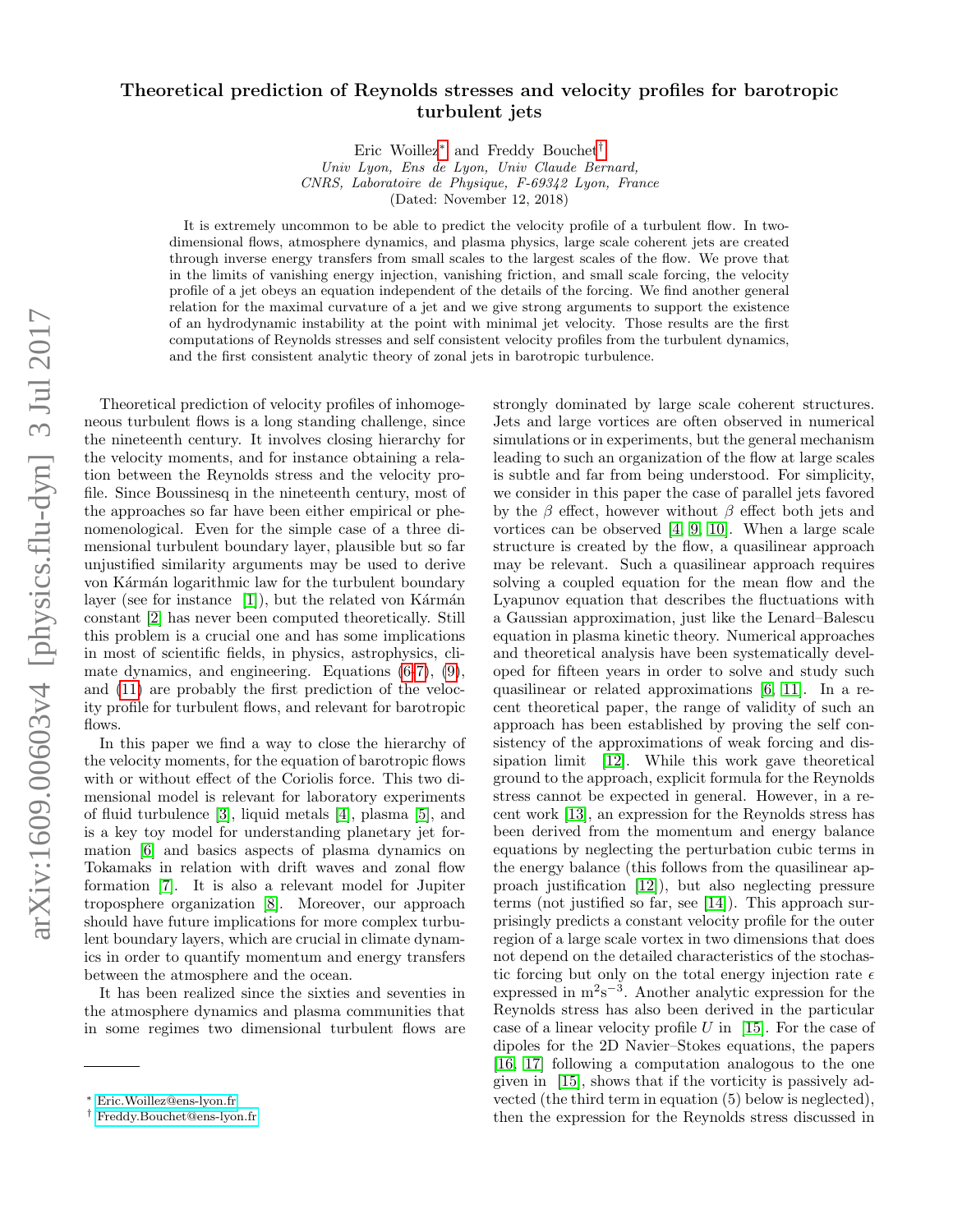# Theoretical prediction of Reynolds stresses and velocity profiles for barotropic turbulent jets

Eric Woillez[*] and Freddy Bouchet[†]

*Univ Lyon, Ens de Lyon, Univ Claude Bernard, CNRS, Laboratoire de Physique, F-69342 Lyon, France*

(Dated: November 12, 2018)

It is extremely uncommon to be able to predict the velocity profile of a turbulent flow. In two-dimensional flows, atmosphere dynamics, and plasma physics, large scale coherent jets are created through inverse energy transfers from small scales to the largest scales of the flow. We prove that in the limits of vanishing energy injection, vanishing friction, and small scale forcing, the velocity profile of a jet obeys an equation independent of the details of the forcing. We find another general relation for the maximal curvature of a jet and we give strong arguments to support the existence of an hydrodynamic instability at the point with minimal jet velocity. Those results are the first computations of Reynolds stresses and self consistent velocity profiles from the turbulent dynamics, and the first consistent analytic theory of zonal jets in barotropic turbulence.

Theoretical prediction of velocity profiles of inhomogeneous turbulent flows is a long standing challenge, since the nineteenth century. It involves closing hierarchy for the velocity moments, and for instance obtaining a relation between the Reynolds stress and the velocity profile. Since Boussinesq in the nineteenth century, most of the approaches so far have been either empirical or phenomenological. Even for the simple case of a three dimensional turbulent boundary layer, plausible but so far unjustified similarity arguments may be used to derive von Kármán logarithmic law for the turbulent boundary layer (see for instance [1]), but the related von Kármán constant [2] has never been computed theoretically. Still this problem is a crucial one and has some implications in most of scientific fields, in physics, astrophysics, climate dynamics, and engineering. Equations (6-7), (9), and (11) are probably the first prediction of the velocity profile for turbulent flows, and relevant for barotropic flows.

In this paper we find a way to close the hierarchy of the velocity moments, for the equation of barotropic flows with or without effect of the Coriolis force. This two dimensional model is relevant for laboratory experiments of fluid turbulence [3], liquid metals [4], plasma [5], and is a key toy model for understanding planetary jet formation [6] and basics aspects of plasma dynamics on Tokamaks in relation with drift waves and zonal flow formation [7]. It is also a relevant model for Jupiter troposphere organization [8]. Moreover, our approach should have future implications for more complex turbulent boundary layers, which are crucial in climate dynamics in order to quantify momentum and energy transfers between the atmosphere and the ocean.

It has been realized since the sixties and seventies in the atmosphere dynamics and plasma communities that in some regimes two dimensional turbulent flows are strongly dominated by large scale coherent structures. Jets and large vortices are often observed in numerical simulations or in experiments, but the general mechanism leading to such an organization of the flow at large scales is subtle and far from being understood. For simplicity, we consider in this paper the case of parallel jets favored by the $\beta$ effect, however without $\beta$ effect both jets and vortices can be observed [4, 9, 10]. When a large scale structure is created by the flow, a quasilinear approach may be relevant. Such a quasilinear approach requires solving a coupled equation for the mean flow and the Lyapunov equation that describes the fluctuations with a Gaussian approximation, just like the Lenard–Balescu equation in plasma kinetic theory. Numerical approaches and theoretical analysis have been systematically developed for fifteen years in order to solve and study such quasilinear or related approximations [6, 11]. In a recent theoretical paper, the range of validity of such an approach has been established by proving the self consistency of the approximations of weak forcing and dissipation limit [12]. While this work gave theoretical ground to the approach, explicit formula for the Reynolds stress cannot be expected in general. However, in a recent work [13], an expression for the Reynolds stress has been derived from the momentum and energy balance equations by neglecting the perturbation cubic terms in the energy balance (this follows from the quasilinear approach justification [12]), but also neglecting pressure terms (not justified so far, see [14]). This approach surprisingly predicts a constant velocity profile for the outer region of a large scale vortex in two dimensions that does not depend on the detailed characteristics of the stochastic forcing but only on the total energy injection rate $\epsilon$ expressed in $\mathrm{m}^2\mathrm{s}^{-3}$. Another analytic expression for the Reynolds stress has also been derived in the particular case of a linear velocity profile $U$ in [15]. For the case of dipoles for the 2D Navier–Stokes equations, the papers [16, 17] following a computation analogous to the one given in [15], shows that if the vorticity is passively advected (the third term in equation (5) below is neglected), then the expression for the Reynolds stress discussed in

---

[*] Eric.Woillez@ens-lyon.fr
[†] Freddy.Bouchet@ens-lyon.fr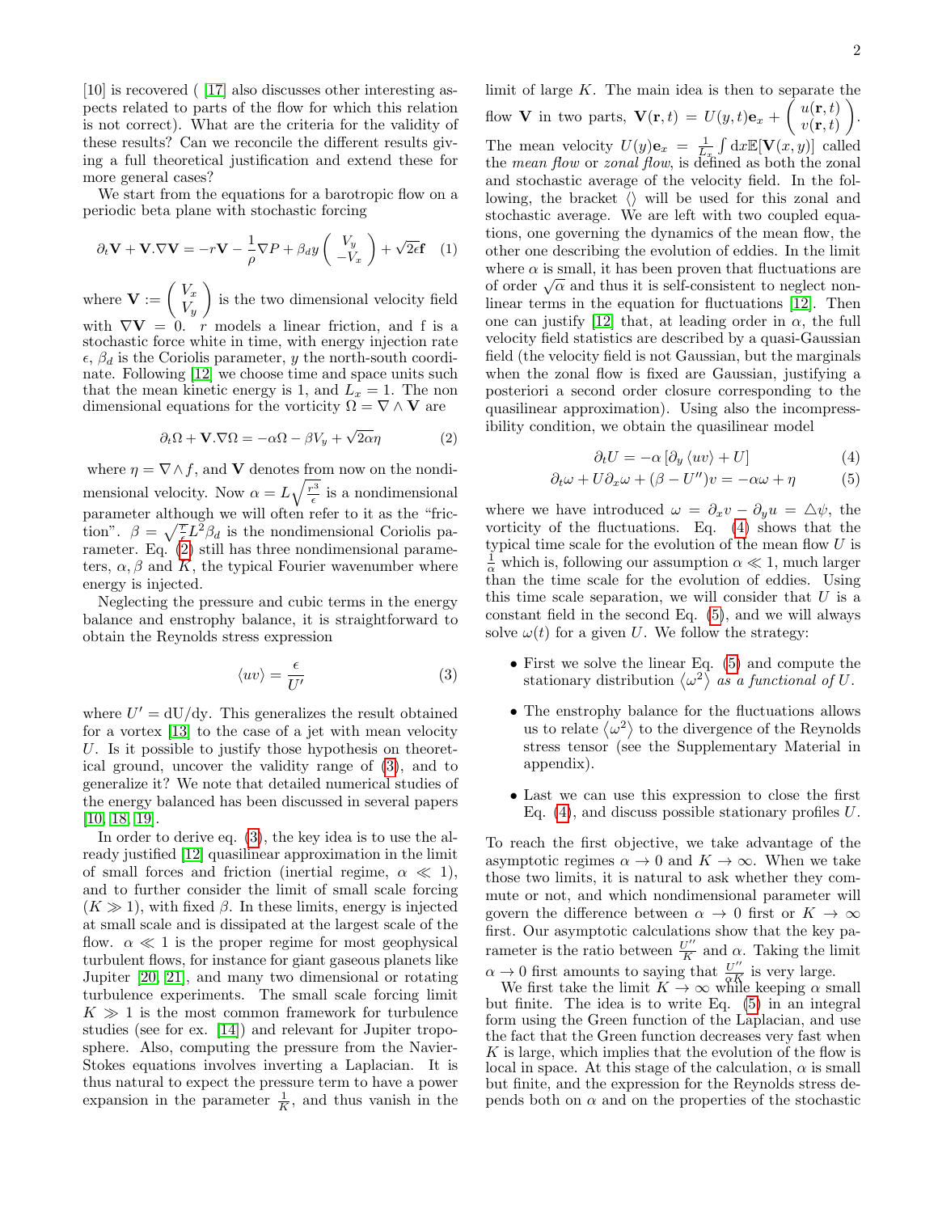[10] is recovered ( [17] also discusses other interesting aspects related to parts of the flow for which this relation is not correct). What are the criteria for the validity of these results? Can we reconcile the different results giving a full theoretical justification and extend these for more general cases?

We start from the equations for a barotropic flow on a periodic beta plane with stochastic forcing

$$\partial_t \mathbf{V} + \mathbf{V}.\nabla\mathbf{V} = -r\mathbf{V} - \frac{1}{\rho}\nabla P + \beta_d y \begin{pmatrix} V_y \\ -V_x \end{pmatrix} + \sqrt{2\epsilon}\mathbf{f} \quad (1)$$

where $\mathbf{V} := \begin{pmatrix} V_x \\ V_y \end{pmatrix}$ is the two dimensional velocity field with $\nabla\mathbf{V} = 0$. $r$ models a linear friction, and f is a stochastic force white in time, with energy injection rate $\epsilon$, $\beta_d$ is the Coriolis parameter, $y$ the north-south coordinate. Following [12] we choose time and space units such that the mean kinetic energy is 1, and $L_x = 1$. The non dimensional equations for the vorticity $\Omega = \nabla \wedge \mathbf{V}$ are

$$\partial_t \Omega + \mathbf{V}.\nabla\Omega = -\alpha\Omega - \beta V_y + \sqrt{2\alpha}\eta \quad (2)$$

where $\eta = \nabla \wedge f$, and $\mathbf{V}$ denotes from now on the nondimensional velocity. Now $\alpha = L\sqrt{\frac{r^3}{\epsilon}}$ is a nondimensional parameter although we will often refer to it as the "friction". $\beta = \sqrt{\frac{r}{\epsilon}}L^2\beta_d$ is the nondimensional Coriolis parameter. Eq. (2) still has three nondimensional parameters, $\alpha, \beta$ and $K$, the typical Fourier wavenumber where energy is injected.

Neglecting the pressure and cubic terms in the energy balance and enstrophy balance, it is straightforward to obtain the Reynolds stress expression

$$\langle uv \rangle = \frac{\epsilon}{U'} \quad (3)$$

where $U' = \mathrm{d}U/\mathrm{d}y$. This generalizes the result obtained for a vortex [13] to the case of a jet with mean velocity $U$. Is it possible to justify those hypothesis on theoretical ground, uncover the validity range of (3), and to generalize it? We note that detailed numerical studies of the energy balanced has been discussed in several papers [10, 18, 19].

In order to derive eq. (3), the key idea is to use the already justified [12] quasilinear approximation in the limit of small forces and friction (inertial regime, $\alpha \ll 1$), and to further consider the limit of small scale forcing ($K \gg 1$), with fixed $\beta$. In these limits, energy is injected at small scale and is dissipated at the largest scale of the flow. $\alpha \ll 1$ is the proper regime for most geophysical turbulent flows, for instance for giant gaseous planets like Jupiter [20, 21], and many two dimensional or rotating turbulence experiments. The small scale forcing limit $K \gg 1$ is the most common framework for turbulence studies (see for ex. [14]) and relevant for Jupiter troposphere. Also, computing the pressure from the Navier-Stokes equations involves inverting a Laplacian. It is thus natural to expect the pressure term to have a power expansion in the parameter $\frac{1}{K}$, and thus vanish in the limit of large $K$. The main idea is then to separate the flow $\mathbf{V}$ in two parts, $\mathbf{V}(\mathbf{r},t) = U(y,t)\mathbf{e}_x + \begin{pmatrix} u(\mathbf{r},t) \\ v(\mathbf{r},t) \end{pmatrix}$. The mean velocity $U(y)\mathbf{e}_x = \frac{1}{L_x}\int \mathrm{d}x \mathbb{E}[\mathbf{V}(x,y)]$ called the *mean flow* or *zonal flow*, is defined as both the zonal and stochastic average of the velocity field. In the following, the bracket $\langle\rangle$ will be used for this zonal and stochastic average. We are left with two coupled equations, one governing the dynamics of the mean flow, the other one describing the evolution of eddies. In the limit where $\alpha$ is small, it has been proven that fluctuations are of order $\sqrt{\alpha}$ and thus it is self-consistent to neglect nonlinear terms in the equation for fluctuations [12]. Then one can justify [12] that, at leading order in $\alpha$, the full velocity field statistics are described by a quasi-Gaussian field (the velocity field is not Gaussian, but the marginals when the zonal flow is fixed are Gaussian, justifying a posteriori a second order closure corresponding to the quasilinear approximation). Using also the incompressibility condition, we obtain the quasilinear model

$$\partial_t U = -\alpha \left[\partial_y \langle uv \rangle + U\right] \quad (4)$$

$$\partial_t \omega + U\partial_x \omega + (\beta - U'')v = -\alpha\omega + \eta \quad (5)$$

where we have introduced $\omega = \partial_x v - \partial_y u = \triangle\psi$, the vorticity of the fluctuations. Eq. (4) shows that the typical time scale for the evolution of the mean flow $U$ is $\frac{1}{\alpha}$ which is, following our assumption $\alpha \ll 1$, much larger than the time scale for the evolution of eddies. Using this time scale separation, we will consider that $U$ is a constant field in the second Eq. (5), and we will always solve $\omega(t)$ for a given $U$. We follow the strategy:

- First we solve the linear Eq. (5) and compute the stationary distribution $\langle\omega^2\rangle$ *as a functional of* $U$.
- The enstrophy balance for the fluctuations allows us to relate $\langle\omega^2\rangle$ to the divergence of the Reynolds stress tensor (see the Supplementary Material in appendix).
- Last we can use this expression to close the first Eq. (4), and discuss possible stationary profiles $U$.

To reach the first objective, we take advantage of the asymptotic regimes $\alpha \to 0$ and $K \to \infty$. When we take those two limits, it is natural to ask whether they commute or not, and which nondimensional parameter will govern the difference between $\alpha \to 0$ first or $K \to \infty$ first. Our asymptotic calculations show that the key parameter is the ratio between $\frac{U''}{K}$ and $\alpha$. Taking the limit $\alpha \to 0$ first amounts to saying that $\frac{U''}{\alpha K}$ is very large.

We first take the limit $K \to \infty$ while keeping $\alpha$ small but finite. The idea is to write Eq. (5) in an integral form using the Green function of the Laplacian, and use the fact that the Green function decreases very fast when $K$ is large, which implies that the evolution of the flow is local in space. At this stage of the calculation, $\alpha$ is small but finite, and the expression for the Reynolds stress depends both on $\alpha$ and on the properties of the stochastic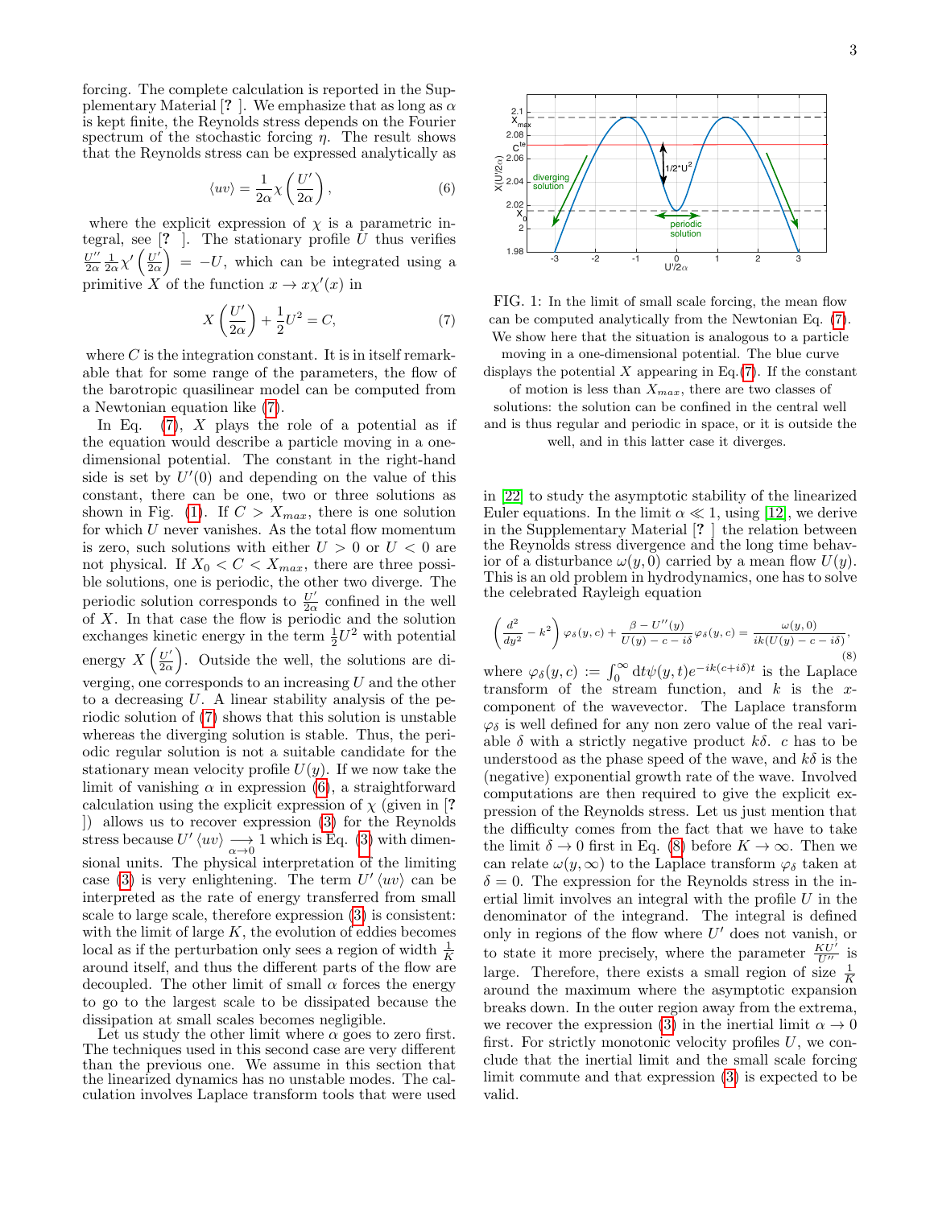forcing. The complete calculation is reported in the Supplementary Material [? ]. We emphasize that as long as $\alpha$ is kept finite, the Reynolds stress depends on the Fourier spectrum of the stochastic forcing $\eta$. The result shows that the Reynolds stress can be expressed analytically as

$$\langle uv \rangle = \frac{1}{2\alpha}\chi\left(\frac{U'}{2\alpha}\right), \tag{6}$$

where the explicit expression of $\chi$ is a parametric integral, see [? ]. The stationary profile $U$ thus verifies $\frac{U''}{2\alpha}\frac{1}{2\alpha}\chi'\left(\frac{U'}{2\alpha}\right) = -U$, which can be integrated using a primitive $X$ of the function $x \to x\chi'(x)$ in

$$X\left(\frac{U'}{2\alpha}\right) + \frac{1}{2}U^2 = C, \tag{7}$$

where $C$ is the integration constant. It is in itself remarkable that for some range of the parameters, the flow of the barotropic quasilinear model can be computed from a Newtonian equation like (7).

In Eq. (7), $X$ plays the role of a potential as if the equation would describe a particle moving in a one-dimensional potential. The constant in the right-hand side is set by $U'(0)$ and depending on the value of this constant, there can be one, two or three solutions as shown in Fig. (1). If $C > X_{max}$, there is one solution for which $U$ never vanishes. As the total flow momentum is zero, such solutions with either $U > 0$ or $U < 0$ are not physical. If $X_0 < C < X_{max}$, there are three possible solutions, one is periodic, the other two diverge. The periodic solution corresponds to $\frac{U'}{2\alpha}$ confined in the well of $X$. In that case the flow is periodic and the solution exchanges kinetic energy in the term $\frac{1}{2}U^2$ with potential energy $X\left(\frac{U'}{2\alpha}\right)$. Outside the well, the solutions are diverging, one corresponds to an increasing $U$ and the other to a decreasing $U$. A linear stability analysis of the periodic solution of (7) shows that this solution is unstable whereas the diverging solution is stable. Thus, the periodic regular solution is not a suitable candidate for the stationary mean velocity profile $U(y)$. If we now take the limit of vanishing $\alpha$ in expression (6), a straightforward calculation using the explicit expression of $\chi$ (given in [? ]) allows us to recover expression (3) for the Reynolds stress because $U'\langle uv \rangle \underset{\alpha \to 0}{\longrightarrow} 1$ which is Eq. (3) with dimensional units. The physical interpretation of the limiting case (3) is very enlightening. The term $U'\langle uv \rangle$ can be interpreted as the rate of energy transferred from small scale to large scale, therefore expression (3) is consistent: with the limit of large $K$, the evolution of eddies becomes local as if the perturbation only sees a region of width $\frac{1}{K}$ around itself, and thus the different parts of the flow are decoupled. The other limit of small $\alpha$ forces the energy to go to the largest scale to be dissipated because the dissipation at small scales becomes negligible.

Let us study the other limit where $\alpha$ goes to zero first. The techniques used in this second case are very different than the previous one. We assume in this section that the linearized dynamics has no unstable modes. The calculation involves Laplace transform tools that were used in [22] to study the asymptotic stability of the linearized Euler equations. In the limit $\alpha \ll 1$, using [12], we derive in the Supplementary Material [? ] the relation between the Reynolds stress divergence and the long time behavior of a disturbance $\omega(y,0)$ carried by a mean flow $U(y)$. This is an old problem in hydrodynamics, one has to solve the celebrated Rayleigh equation

$$\left(\frac{d^2}{dy^2} - k^2\right)\varphi_\delta(y,c) + \frac{\beta - U''(y)}{U(y) - c - i\delta}\varphi_\delta(y,c) = \frac{\omega(y,0)}{ik(U(y) - c - i\delta)}, \tag{8}$$

where $\varphi_\delta(y,c) := \int_0^\infty \mathrm{d}t\psi(y,t)e^{-ik(c+i\delta)t}$ is the Laplace transform of the stream function, and $k$ is the $x$-component of the wavevector. The Laplace transform $\varphi_\delta$ is well defined for any non zero value of the real variable $\delta$ with a strictly negative product $k\delta$. $c$ has to be understood as the phase speed of the wave, and $k\delta$ is the (negative) exponential growth rate of the wave. Involved computations are then required to give the explicit expression of the Reynolds stress. Let us just mention that the difficulty comes from the fact that we have to take the limit $\delta \to 0$ first in Eq. (8) before $K \to \infty$. Then we can relate $\omega(y,\infty)$ to the Laplace transform $\varphi_\delta$ taken at $\delta = 0$. The expression for the Reynolds stress in the inertial limit involves an integral with the profile $U$ in the denominator of the integrand. The integral is defined only in regions of the flow where $U'$ does not vanish, or to state it more precisely, where the parameter $\frac{KU'}{U''}$ is large. Therefore, there exists a small region of size $\frac{1}{K}$ around the maximum where the asymptotic expansion breaks down. In the outer region away from the extrema, we recover the expression (3) in the inertial limit $\alpha \to 0$ first. For strictly monotonic velocity profiles $U$, we conclude that the inertial limit and the small scale forcing limit commute and that expression (3) is expected to be valid.

FIG. 1: In the limit of small scale forcing, the mean flow can be computed analytically from the Newtonian Eq. (7). We show here that the situation is analogous to a particle moving in a one-dimensional potential. The blue curve displays the potential $X$ appearing in Eq.(7). If the constant of motion is less than $X_{max}$, there are two classes of solutions: the solution can be confined in the central well and is thus regular and periodic in space, or it is outside the well, and in this latter case it diverges.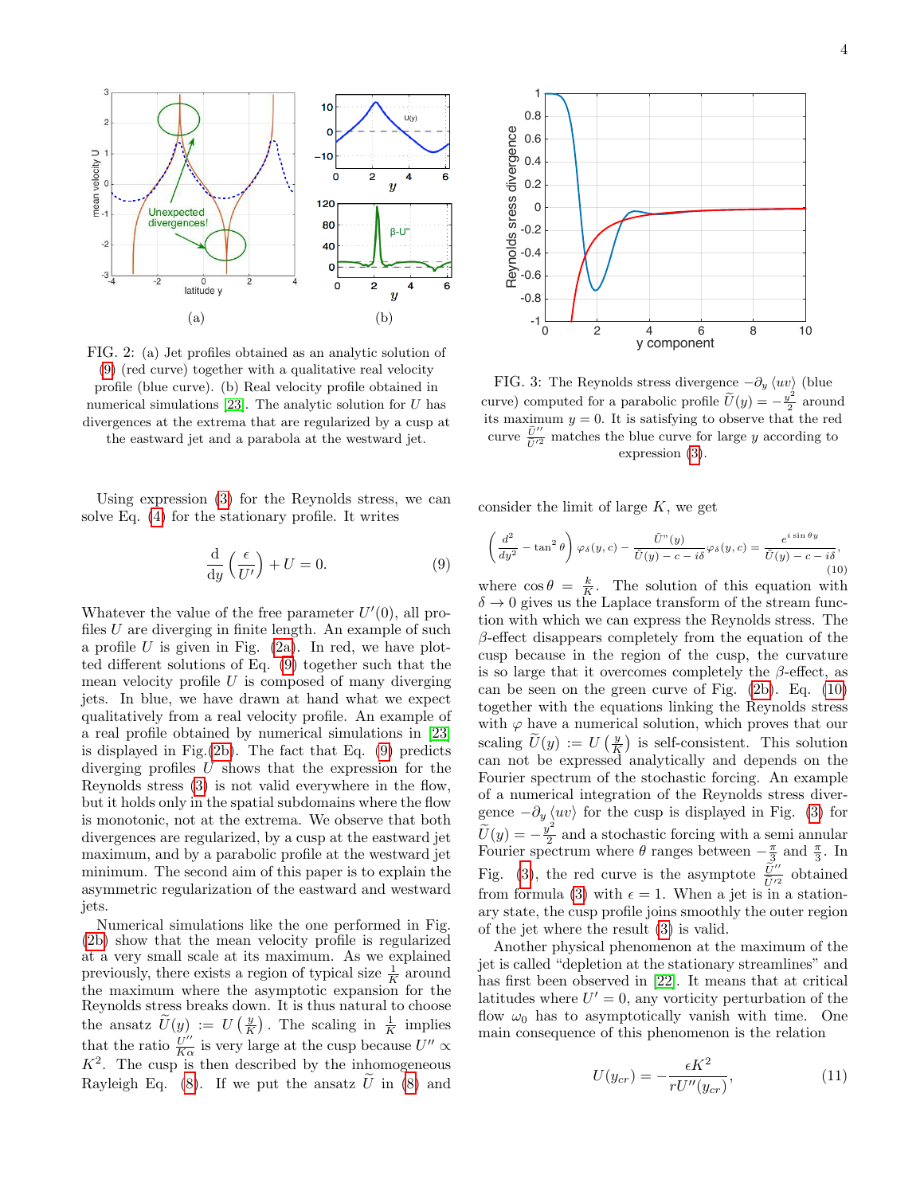FIG. 2: (a) Jet profiles obtained as an analytic solution of (9) (red curve) together with a qualitative real velocity profile (blue curve). (b) Real velocity profile obtained in numerical simulations [23]. The analytic solution for $U$ has divergences at the extrema that are regularized by a cusp at the eastward jet and a parabola at the westward jet.

FIG. 3: The Reynolds stress divergence $-\partial_y \langle uv \rangle$ (blue curve) computed for a parabolic profile $\widetilde{U}(y) = -\frac{y^2}{2}$ around its maximum $y = 0$. It is satisfying to observe that the red curve $\frac{\widetilde{U}''}{\widetilde{U}'^2}$ matches the blue curve for large $y$ according to expression (3).

Using expression (3) for the Reynolds stress, we can solve Eq. (4) for the stationary profile. It writes

$$\frac{\mathrm{d}}{\mathrm{d}y}\left(\frac{\epsilon}{U'}\right) + U = 0. \tag{9}$$

Whatever the value of the free parameter $U'(0)$, all profiles $U$ are diverging in finite length. An example of such a profile $U$ is given in Fig. (2a). In red, we have plotted different solutions of Eq. (9) together such that the mean velocity profile $U$ is composed of many diverging jets. In blue, we have drawn at hand what we expect qualitatively from a real velocity profile. An example of a real profile obtained by numerical simulations in [23] is displayed in Fig.(2b). The fact that Eq. (9) predicts diverging profiles $U$ shows that the expression for the Reynolds stress (3) is not valid everywhere in the flow, but it holds only in the spatial subdomains where the flow is monotonic, not at the extrema. We observe that both divergences are regularized, by a cusp at the eastward jet maximum, and by a parabolic profile at the westward jet minimum. The second aim of this paper is to explain the asymmetric regularization of the eastward and westward jets.

Numerical simulations like the one performed in Fig. (2b) show that the mean velocity profile is regularized at a very small scale at its maximum. As we explained previously, there exists a region of typical size $\frac{1}{K}$ around the maximum where the asymptotic expansion for the Reynolds stress breaks down. It is thus natural to choose the ansatz $\widetilde{U}(y) := U\left(\frac{y}{K}\right)$. The scaling in $\frac{1}{K}$ implies that the ratio $\frac{U''}{K\alpha}$ is very large at the cusp because $U'' \propto K^2$. The cusp is then described by the inhomogeneous Rayleigh Eq. (8). If we put the ansatz $\widetilde{U}$ in (8) and consider the limit of large $K$, we get

$$\left(\frac{d^2}{dy^2} - \tan^2\theta\right)\varphi_\delta(y,c) - \frac{\tilde{U}''(y)}{\tilde{U}(y) - c - i\delta}\varphi_\delta(y,c) = \frac{e^{i\sin\theta y}}{\tilde{U}(y) - c - i\delta}, \tag{10}$$

where $\cos\theta = \frac{k}{K}$. The solution of this equation with $\delta \to 0$ gives us the Laplace transform of the stream function with which we can express the Reynolds stress. The $\beta$-effect disappears completely from the equation of the cusp because in the region of the cusp, the curvature is so large that it overcomes completely the $\beta$-effect, as can be seen on the green curve of Fig. (2b). Eq. (10) together with the equations linking the Reynolds stress with $\varphi$ have a numerical solution, which proves that our scaling $\widetilde{U}(y) := U\left(\frac{y}{K}\right)$ is self-consistent. This solution can not be expressed analytically and depends on the Fourier spectrum of the stochastic forcing. An example of a numerical integration of the Reynolds stress divergence $-\partial_y \langle uv \rangle$ for the cusp is displayed in Fig. (3) for $\widetilde{U}(y) = -\frac{y^2}{2}$ and a stochastic forcing with a semi annular Fourier spectrum where $\theta$ ranges between $-\frac{\pi}{3}$ and $\frac{\pi}{3}$. In Fig. (3), the red curve is the asymptote $\frac{\widetilde{U}''}{\widetilde{U}'^2}$ obtained from formula (3) with $\epsilon = 1$. When a jet is in a stationary state, the cusp profile joins smoothly the outer region of the jet where the result (3) is valid.

Another physical phenomenon at the maximum of the jet is called "depletion at the stationary streamlines" and has first been observed in [22]. It means that at critical latitudes where $U' = 0$, any vorticity perturbation of the flow $\omega_0$ has to asymptotically vanish with time. One main consequence of this phenomenon is the relation

$$U(y_{cr}) = -\frac{\epsilon K^2}{rU''(y_{cr})}, \tag{11}$$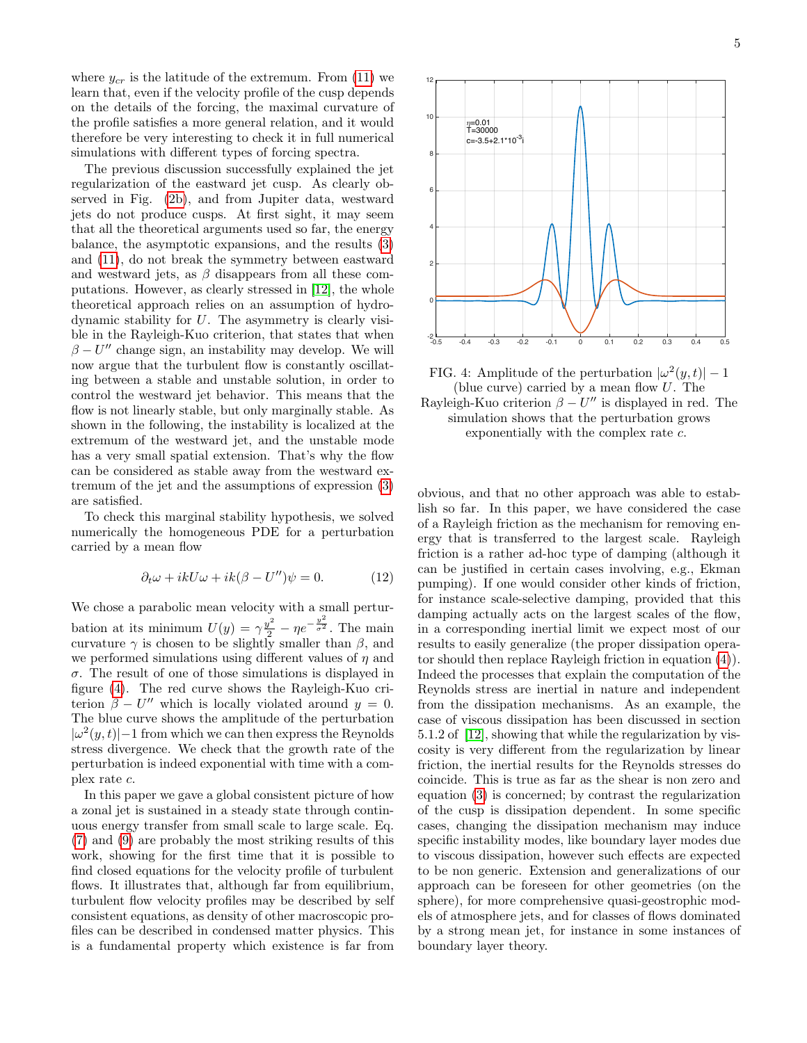where $y_{cr}$ is the latitude of the extremum. From (11) we learn that, even if the velocity profile of the cusp depends on the details of the forcing, the maximal curvature of the profile satisfies a more general relation, and it would therefore be very interesting to check it in full numerical simulations with different types of forcing spectra.

The previous discussion successfully explained the jet regularization of the eastward jet cusp. As clearly observed in Fig. (2b), and from Jupiter data, westward jets do not produce cusps. At first sight, it may seem that all the theoretical arguments used so far, the energy balance, the asymptotic expansions, and the results (3) and (11), do not break the symmetry between eastward and westward jets, as $\beta$ disappears from all these computations. However, as clearly stressed in [12], the whole theoretical approach relies on an assumption of hydrodynamic stability for $U$. The asymmetry is clearly visible in the Rayleigh-Kuo criterion, that states that when $\beta - U''$ change sign, an instability may develop. We will now argue that the turbulent flow is constantly oscillating between a stable and unstable solution, in order to control the westward jet behavior. This means that the flow is not linearly stable, but only marginally stable. As shown in the following, the instability is localized at the extremum of the westward jet, and the unstable mode has a very small spatial extension. That's why the flow can be considered as stable away from the westward extremum of the jet and the assumptions of expression (3) are satisfied.

To check this marginal stability hypothesis, we solved numerically the homogeneous PDE for a perturbation carried by a mean flow

$$\partial_t \omega + ikU\omega + ik(\beta - U'')\psi = 0. \qquad (12)$$

We chose a parabolic mean velocity with a small perturbation at its minimum $U(y) = \gamma \frac{y^2}{2} - \eta e^{-\frac{y^2}{\sigma^2}}$. The main curvature $\gamma$ is chosen to be slightly smaller than $\beta$, and we performed simulations using different values of $\eta$ and $\sigma$. The result of one of those simulations is displayed in figure (4). The red curve shows the Rayleigh-Kuo criterion $\beta - U''$ which is locally violated around $y = 0$. The blue curve shows the amplitude of the perturbation $|\omega^2(y,t)| - 1$ from which we can then express the Reynolds stress divergence. We check that the growth rate of the perturbation is indeed exponential with time with a complex rate $c$.

In this paper we gave a global consistent picture of how a zonal jet is sustained in a steady state through continuous energy transfer from small scale to large scale. Eq. (7) and (9) are probably the most striking results of this work, showing for the first time that it is possible to find closed equations for the velocity profile of turbulent flows. It illustrates that, although far from equilibrium, turbulent flow velocity profiles may be described by self consistent equations, as density of other macroscopic profiles can be described in condensed matter physics. This is a fundamental property which existence is far from obvious, and that no other approach was able to establish so far. In this paper, we have considered the case of a Rayleigh friction as the mechanism for removing energy that is transferred to the largest scale. Rayleigh friction is a rather ad-hoc type of damping (although it can be justified in certain cases involving, e.g., Ekman pumping). If one would consider other kinds of friction, for instance scale-selective damping, provided that this damping actually acts on the largest scales of the flow, in a corresponding inertial limit we expect most of our results to easily generalize (the proper dissipation operator should then replace Rayleigh friction in equation (4)). Indeed the processes that explain the computation of the Reynolds stress are inertial in nature and independent from the dissipation mechanisms. As an example, the case of viscous dissipation has been discussed in section 5.1.2 of [12], showing that while the regularization by viscosity is very different from the regularization by linear friction, the inertial results for the Reynolds stresses do coincide. This is true as far as the shear is non zero and equation (3) is concerned; by contrast the regularization of the cusp is dissipation dependent. In some specific cases, changing the dissipation mechanism may induce specific instability modes, like boundary layer modes due to viscous dissipation, however such effects are expected to be non generic. Extension and generalizations of our approach can be foreseen for other geometries (on the sphere), for more comprehensive quasi-geostrophic models of atmosphere jets, and for classes of flows dominated by a strong mean jet, for instance in some instances of boundary layer theory.

FIG. 4: Amplitude of the perturbation $|\omega^2(y,t)| - 1$ (blue curve) carried by a mean flow $U$. The Rayleigh-Kuo criterion $\beta - U''$ is displayed in red. The simulation shows that the perturbation grows exponentially with the complex rate $c$.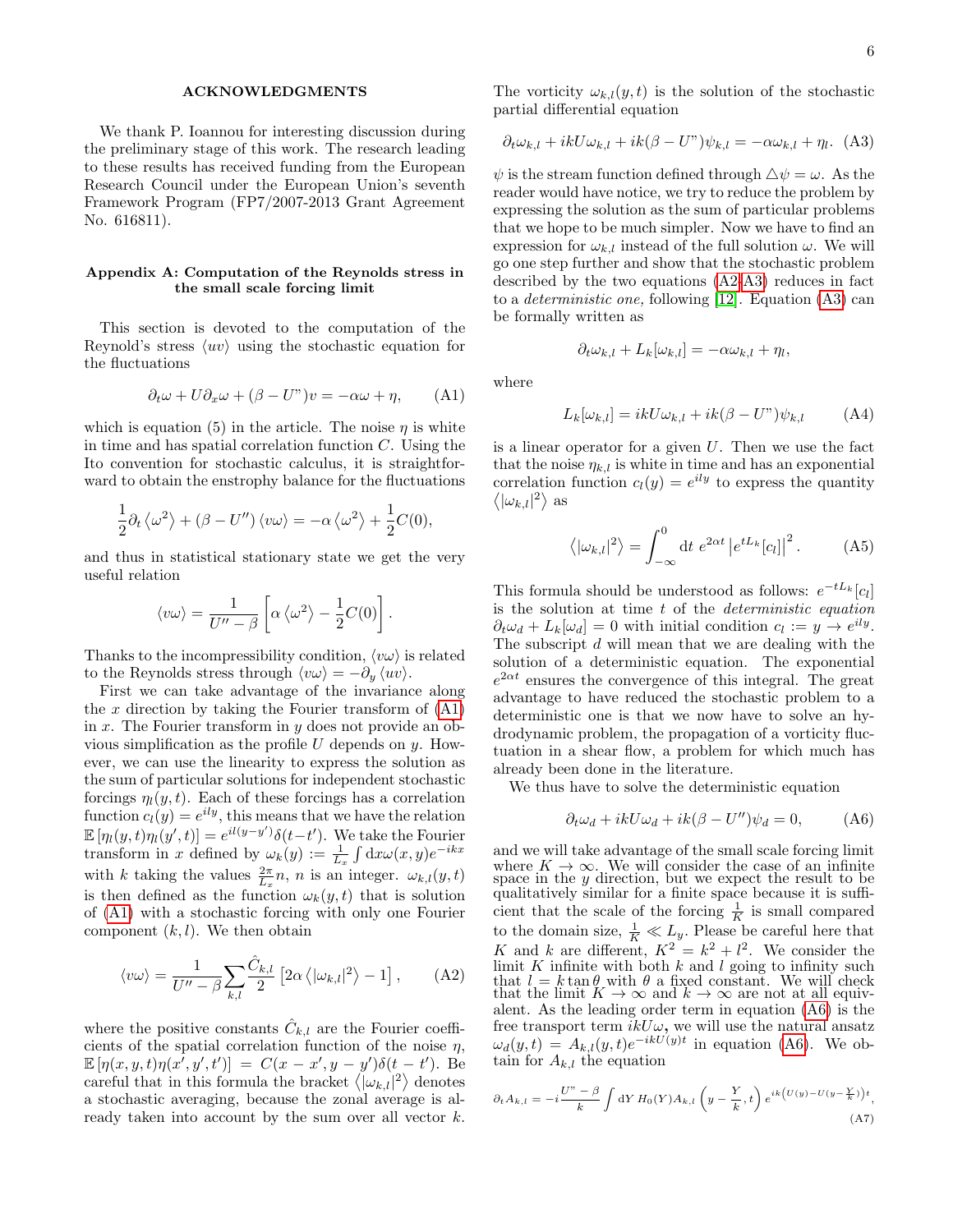## ACKNOWLEDGMENTS

We thank P. Ioannou for interesting discussion during the preliminary stage of this work. The research leading to these results has received funding from the European Research Council under the European Union's seventh Framework Program (FP7/2007-2013 Grant Agreement No. 616811).

### Appendix A: Computation of the Reynolds stress in the small scale forcing limit

This section is devoted to the computation of the Reynold's stress $\langle uv \rangle$ using the stochastic equation for the fluctuations

$$\partial_t \omega + U \partial_x \omega + (\beta - U")v = -\alpha\omega + \eta, \qquad \text{(A1)}$$

which is equation (5) in the article. The noise $\eta$ is white in time and has spatial correlation function $C$. Using the Ito convention for stochastic calculus, it is straightforward to obtain the enstrophy balance for the fluctuations

$$\frac{1}{2}\partial_t \left\langle \omega^2 \right\rangle + (\beta - U'')\left\langle v\omega \right\rangle = -\alpha \left\langle \omega^2 \right\rangle + \frac{1}{2}C(0),$$

and thus in statistical stationary state we get the very useful relation

$$\left\langle v\omega \right\rangle = \frac{1}{U'' - \beta}\left[\alpha \left\langle \omega^2 \right\rangle - \frac{1}{2}C(0)\right].$$

Thanks to the incompressibility condition, $\langle v\omega \rangle$ is related to the Reynolds stress through $\langle v\omega \rangle = -\partial_y \langle uv \rangle$.

First we can take advantage of the invariance along the $x$ direction by taking the Fourier transform of (A1) in $x$. The Fourier transform in $y$ does not provide an obvious simplification as the profile $U$ depends on $y$. However, we can use the linearity to express the solution as the sum of particular solutions for independent stochastic forcings $\eta_l(y,t)$. Each of these forcings has a correlation function $c_l(y) = e^{ily}$, this means that we have the relation $\mathbb{E}\left[\eta_l(y,t)\eta_l(y',t)\right] = e^{il(y-y')}\delta(t-t')$. We take the Fourier transform in $x$ defined by $\omega_k(y) := \frac{1}{L_x}\int \mathrm{d}x \omega(x,y)e^{-ikx}$ with $k$ taking the values $\frac{2\pi}{L_x}n$, $n$ is an integer. $\omega_{k,l}(y,t)$ is then defined as the function $\omega_k(y,t)$ that is solution of (A1) with a stochastic forcing with only one Fourier component $(k,l)$. We then obtain

$$\left\langle v\omega \right\rangle = \frac{1}{U'' - \beta}\sum_{k,l}\frac{\hat{C}_{k,l}}{2}\left[2\alpha \left\langle |\omega_{k,l}|^2 \right\rangle - 1\right], \qquad \text{(A2)}$$

where the positive constants $\hat{C}_{k,l}$ are the Fourier coefficients of the spatial correlation function of the noise $\eta$, $\mathbb{E}\left[\eta(x,y,t)\eta(x',y',t')\right] = C(x-x',y-y')\delta(t-t')$. Be careful that in this formula the bracket $\left\langle |\omega_{k,l}|^2 \right\rangle$ denotes a stochastic averaging, because the zonal average is already taken into account by the sum over all vector $k$.

The vorticity $\omega_{k,l}(y,t)$ is the solution of the stochastic partial differential equation

$$\partial_t \omega_{k,l} + ikU\omega_{k,l} + ik(\beta - U")\psi_{k,l} = -\alpha\omega_{k,l} + \eta_l. \qquad \text{(A3)}$$

$\psi$ is the stream function defined through $\triangle\psi = \omega$. As the reader would have notice, we try to reduce the problem by expressing the solution as the sum of particular problems that we hope to be much simpler. Now we have to find an expression for $\omega_{k,l}$ instead of the full solution $\omega$. We will go one step further and show that the stochastic problem described by the two equations (A2-A3) reduces in fact to a *deterministic one,* following [12]. Equation (A3) can be formally written as

$$\partial_t \omega_{k,l} + L_k[\omega_{k,l}] = -\alpha\omega_{k,l} + \eta_l,$$

where

$$L_k[\omega_{k,l}] = ikU\omega_{k,l} + ik(\beta - U")\psi_{k,l} \qquad \text{(A4)}$$

is a linear operator for a given $U$. Then we use the fact that the noise $\eta_{k,l}$ is white in time and has an exponential correlation function $c_l(y) = e^{ily}$ to express the quantity $\left\langle |\omega_{k,l}|^2 \right\rangle$ as

$$\left\langle |\omega_{k,l}|^2 \right\rangle = \int_{-\infty}^{0} \mathrm{d}t \; e^{2\alpha t}\left|e^{tL_k}[c_l]\right|^2. \qquad \text{(A5)}$$

This formula should be understood as follows: $e^{-tL_k}[c_l]$ is the solution at time $t$ of the *deterministic equation* $\partial_t \omega_d + L_k[\omega_d] = 0$ with initial condition $c_l := y \to e^{ily}$. The subscript $d$ will mean that we are dealing with the solution of a deterministic equation. The exponential $e^{2\alpha t}$ ensures the convergence of this integral. The great advantage to have reduced the stochastic problem to a deterministic one is that we now have to solve an hydrodynamic problem, the propagation of a vorticity fluctuation in a shear flow, a problem for which much has already been done in the literature.

We thus have to solve the deterministic equation

$$\partial_t \omega_d + ikU\omega_d + ik(\beta - U'')\psi_d = 0, \qquad \text{(A6)}$$

and we will take advantage of the small scale forcing limit where $K \to \infty$. We will consider the case of an infinite space in the $y$ direction, but we expect the result to be qualitatively similar for a finite space because it is sufficient that the scale of the forcing $\frac{1}{K}$ is small compared to the domain size, $\frac{1}{K} \ll L_y$. Please be careful here that $K$ and $k$ are different, $K^2 = k^2 + l^2$. We consider the limit $K$ infinite with both $k$ and $l$ going to infinity such that $l = k\tan\theta$ with $\theta$ a fixed constant. We will check that the limit $K \to \infty$ and $k \to \infty$ are not at all equivalent. As the leading order term in equation (A6) is the free transport term $ikU\omega$, we will use the natural ansatz $\omega_d(y,t) = A_{k,l}(y,t)e^{-ikU(y)t}$ in equation (A6). We obtain for $A_{k,l}$ the equation

$$\partial_t A_{k,l} = -i\frac{U" - \beta}{k}\int \mathrm{d}Y\, H_0(Y)A_{k,l}\left(y - \frac{Y}{k}, t\right)e^{ik\left(U(y) - U\left(y - \frac{Y}{k}\right)\right)t}, \qquad \text{(A7)}$$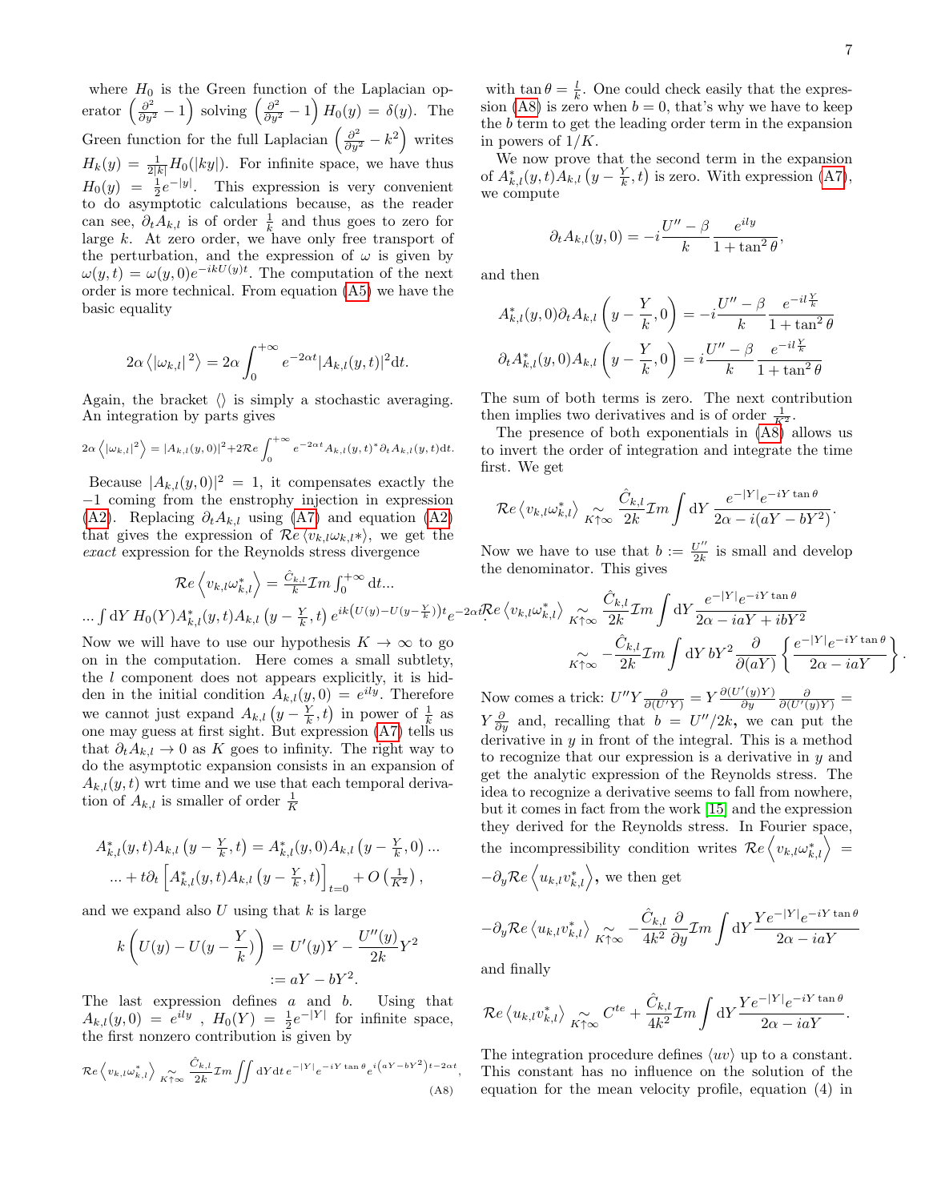where $H_0$ is the Green function of the Laplacian operator $\left(\frac{\partial^2}{\partial y^2}-1\right)$ solving $\left(\frac{\partial^2}{\partial y^2}-1\right)H_0(y)=\delta(y)$. The Green function for the full Laplacian $\left(\frac{\partial^2}{\partial y^2}-k^2\right)$ writes $H_k(y)=\frac{1}{2|k|}H_0(|ky|)$. For infinite space, we have thus $H_0(y)=\frac{1}{2}e^{-|y|}$. This expression is very convenient to do asymptotic calculations because, as the reader can see, $\partial_t A_{k,l}$ is of order $\frac{1}{k}$ and thus goes to zero for large $k$. At zero order, we have only free transport of the perturbation, and the expression of $\omega$ is given by $\omega(y,t)=\omega(y,0)e^{-ikU(y)t}$. The computation of the next order is more technical. From equation (A5) we have the basic equality

$$2\alpha\left\langle|\omega_{k,l}|^2\right\rangle = 2\alpha\int_0^{+\infty}e^{-2\alpha t}|A_{k,l}(y,t)|^2\mathrm{d}t.$$

Again, the bracket $\langle\rangle$ is simply a stochastic averaging. An integration by parts gives

$$2\alpha\left\langle|\omega_{k,l}|^2\right\rangle = |A_{k,l}(y,0)|^2+2\mathcal{R}e\int_0^{+\infty}e^{-2\alpha t}A_{k,l}(y,t)^*\partial_t A_{k,l}(y,t)\mathrm{d}t.$$

Because $|A_{k,l}(y,0)|^2=1$, it compensates exactly the $-1$ coming from the enstrophy injection in expression (A2). Replacing $\partial_t A_{k,l}$ using (A7) and equation (A2) that gives the expression of $\mathcal{R}e\left\langle v_{k,l}\omega_{k,l}*\right\rangle$, we get the *exact* expression for the Reynolds stress divergence

$$\mathcal{R}e\left\langle v_{k,l}\omega_{k,l}^*\right\rangle = \frac{\hat{C}_{k,l}}{k}\mathcal{I}m\int_0^{+\infty}\mathrm{d}t...$$

$$...\int\mathrm{d}Y\,H_0(Y)A_{k,l}^*(y,t)A_{k,l}\left(y-\tfrac{Y}{k},t\right)e^{ik\left(U(y)-U(y-\frac{Y}{k})\right)t}e^{-2\alpha t}.$$

Now we will have to use our hypothesis $K\to\infty$ to go on in the computation. Here comes a small subtlety, the $l$ component does not appears explicitly, it is hidden in the initial condition $A_{k,l}(y,0)=e^{ily}$. Therefore we cannot just expand $A_{k,l}\left(y-\frac{Y}{k},t\right)$ in power of $\frac{1}{k}$ as one may guess at first sight. But expression (A7) tells us that $\partial_t A_{k,l}\to 0$ as $K$ goes to infinity. The right way to do the asymptotic expansion consists in an expansion of $A_{k,l}(y,t)$ wrt time and we use that each temporal derivation of $A_{k,l}$ is smaller of order $\frac{1}{K}$

$$A_{k,l}^*(y,t)A_{k,l}\left(y-\tfrac{Y}{k},t\right)=A_{k,l}^*(y,0)A_{k,l}\left(y-\tfrac{Y}{k},0\right)...$$
$$...+t\partial_t\left[A_{k,l}^*(y,t)A_{k,l}\left(y-\tfrac{Y}{k},t\right)\right]_{t=0}+O\left(\tfrac{1}{K^2}\right),$$

and we expand also $U$ using that $k$ is large

$$k\left(U(y)-U(y-\frac{Y}{k})\right)=U'(y)Y-\frac{U''(y)}{2k}Y^2$$
$$:=aY-bY^2.$$

The last expression defines $a$ and $b$. Using that $A_{k,l}(y,0)=e^{ily}$, $H_0(Y)=\frac{1}{2}e^{-|Y|}$ for infinite space, the first nonzero contribution is given by

$$\mathcal{R}e\left\langle v_{k,l}\omega_{k,l}^*\right\rangle\underset{K\uparrow\infty}{\sim}\frac{\hat{C}_{k,l}}{2k}\mathcal{I}m\iint\mathrm{d}Y\mathrm{d}t\,e^{-|Y|}e^{-iY\tan\theta}e^{i\left(aY-bY^2\right)t-2\alpha t},\tag{A8}$$

with $\tan\theta=\frac{l}{k}$. One could check easily that the expression (A8) is zero when $b=0$, that's why we have to keep the $b$ term to get the leading order term in the expansion in powers of $1/K$.

We now prove that the second term in the expansion of $A_{k,l}^*(y,t)A_{k,l}\left(y-\frac{Y}{k},t\right)$ is zero. With expression (A7), we compute

$$\partial_t A_{k,l}(y,0)=-i\frac{U''-\beta}{k}\frac{e^{ily}}{1+\tan^2\theta},$$

and then

$$A_{k,l}^*(y,0)\partial_t A_{k,l}\left(y-\frac{Y}{k},0\right)=-i\frac{U''-\beta}{k}\frac{e^{-il\frac{Y}{k}}}{1+\tan^2\theta}$$
$$\partial_t A_{k,l}^*(y,0)A_{k,l}\left(y-\frac{Y}{k},0\right)=i\frac{U''-\beta}{k}\frac{e^{-il\frac{Y}{k}}}{1+\tan^2\theta}$$

The sum of both terms is zero. The next contribution then implies two derivatives and is of order $\frac{1}{K^2}$.

The presence of both exponentials in (A8) allows us to invert the order of integration and integrate the time first. We get

$$\mathcal{R}e\left\langle v_{k,l}\omega_{k,l}^*\right\rangle\underset{K\uparrow\infty}{\sim}\frac{\hat{C}_{k,l}}{2k}\mathcal{I}m\int\mathrm{d}Y\,\frac{e^{-|Y|}e^{-iY\tan\theta}}{2\alpha-i(aY-bY^2)}.$$

Now we have to use that $b:=\frac{U''}{2k}$ is small and develop the denominator. This gives

$$\mathcal{R}e\left\langle v_{k,l}\omega_{k,l}^*\right\rangle\underset{K\uparrow\infty}{\sim}\frac{\hat{C}_{k,l}}{2k}\mathcal{I}m\int\mathrm{d}Y\,\frac{e^{-|Y|}e^{-iY\tan\theta}}{2\alpha-iaY+ibY^2}$$
$$\underset{K\uparrow\infty}{\sim}-\frac{\hat{C}_{k,l}}{2k}\mathcal{I}m\int\mathrm{d}Y\,bY^2\frac{\partial}{\partial(aY)}\left\{\frac{e^{-|Y|}e^{-iY\tan\theta}}{2\alpha-iaY}\right\}.$$

Now comes a trick: $U''Y\frac{\partial}{\partial(U'Y)}=Y\frac{\partial(U'(y)Y)}{\partial y}\frac{\partial}{\partial(U'(y)Y)}=Y\frac{\partial}{\partial y}$ and, recalling that $b=U''/2k$, we can put the derivative in $y$ in front of the integral. This is a method to recognize that our expression is a derivative in $y$ and get the analytic expression of the Reynolds stress. The idea to recognize a derivative seems to fall from nowhere, but it comes in fact from the work [15] and the expression they derived for the Reynolds stress. In Fourier space, the incompressibility condition writes $\mathcal{R}e\left\langle v_{k,l}\omega_{k,l}^*\right\rangle=-\partial_y\mathcal{R}e\left\langle u_{k,l}v_{k,l}^*\right\rangle$, we then get

$$-\partial_y\mathcal{R}e\left\langle u_{k,l}v_{k,l}^*\right\rangle\underset{K\uparrow\infty}{\sim}-\frac{\hat{C}_{k,l}}{4k^2}\frac{\partial}{\partial y}\mathcal{I}m\int\mathrm{d}Y\frac{Ye^{-|Y|}e^{-iY\tan\theta}}{2\alpha-iaY}$$

and finally

$$\mathcal{R}e\left\langle u_{k,l}v_{k,l}^*\right\rangle\underset{K\uparrow\infty}{\sim}C^{te}+\frac{\hat{C}_{k,l}}{4k^2}\mathcal{I}m\int\mathrm{d}Y\frac{Ye^{-|Y|}e^{-iY\tan\theta}}{2\alpha-iaY}.$$

The integration procedure defines $\langle uv\rangle$ up to a constant. This constant has no influence on the solution of the equation for the mean velocity profile, equation (4) in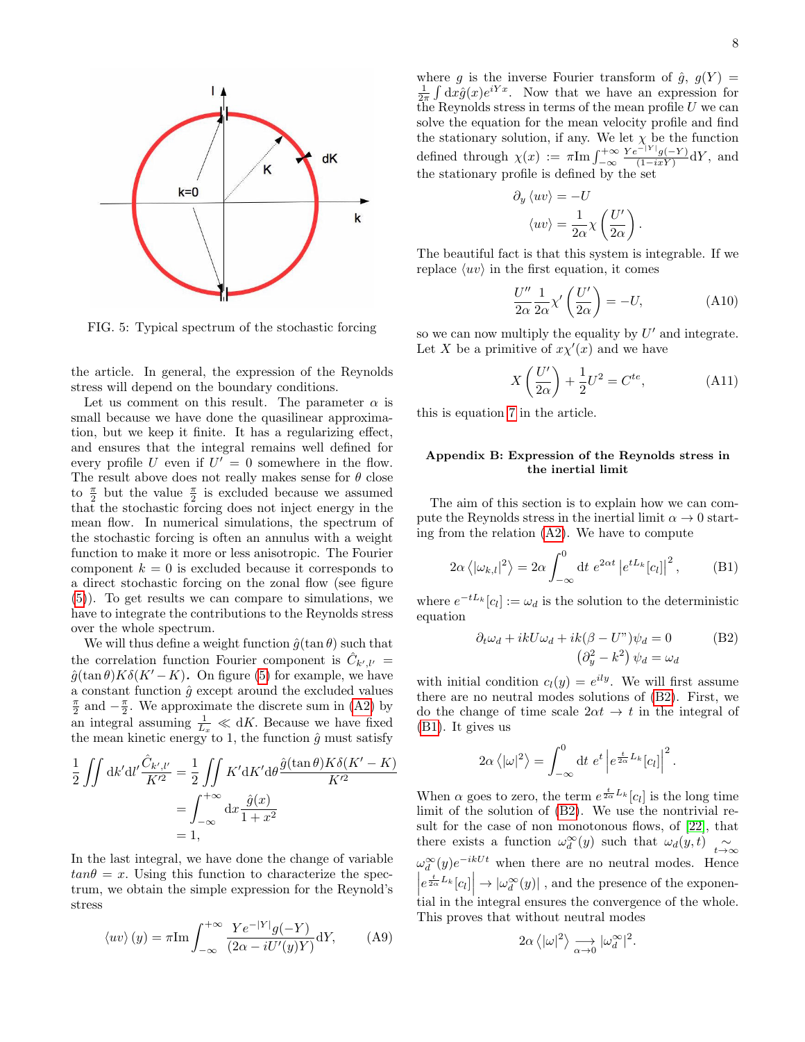FIG. 5: Typical spectrum of the stochastic forcing

the article. In general, the expression of the Reynolds stress will depend on the boundary conditions.

Let us comment on this result. The parameter $\alpha$ is small because we have done the quasilinear approximation, but we keep it finite. It has a regularizing effect, and ensures that the integral remains well defined for every profile $U$ even if $U' = 0$ somewhere in the flow. The result above does not really makes sense for $\theta$ close to $\frac{\pi}{2}$ but the value $\frac{\pi}{2}$ is excluded because we assumed that the stochastic forcing does not inject energy in the mean flow. In numerical simulations, the spectrum of the stochastic forcing is often an annulus with a weight function to make it more or less anisotropic. The Fourier component $k = 0$ is excluded because it corresponds to a direct stochastic forcing on the zonal flow (see figure (5)). To get results we can compare to simulations, we have to integrate the contributions to the Reynolds stress over the whole spectrum.

We will thus define a weight function $\hat{g}(\tan\theta)$ such that the correlation function Fourier component is $\hat{C}_{k',l'} = \hat{g}(\tan\theta)K\delta(K'-K)$. On figure (5) for example, we have a constant function $\hat{g}$ except around the excluded values $\frac{\pi}{2}$ and $-\frac{\pi}{2}$. We approximate the discrete sum in (A2) by an integral assuming $\frac{1}{L_x} \ll \mathrm{d}K$. Because we have fixed the mean kinetic energy to 1, the function $\hat{g}$ must satisfy

$$
\begin{aligned}
\frac{1}{2}\iint \mathrm{d}k'\mathrm{d}l'\frac{\hat{C}_{k',l'}}{K'^2} &= \frac{1}{2}\iint K'\mathrm{d}K'\mathrm{d}\theta\frac{\hat{g}(\tan\theta)K\delta(K'-K)}{K'^2}\\
&= \int_{-\infty}^{+\infty}\mathrm{d}x\frac{\hat{g}(x)}{1+x^2}\\
&= 1,
\end{aligned}
$$

In the last integral, we have done the change of variable $\tan\theta = x$. Using this function to characterize the spectrum, we obtain the simple expression for the Reynold's stress

$$
\langle uv\rangle(y) = \pi\mathrm{Im}\int_{-\infty}^{+\infty}\frac{Ye^{-|Y|}g(-Y)}{(2\alpha - iU'(y)Y)}\mathrm{d}Y, \qquad \text{(A9)}
$$

where $g$ is the inverse Fourier transform of $\hat{g}$, $g(Y) = \frac{1}{2\pi}\int \mathrm{d}x\hat{g}(x)e^{iYx}$. Now that we have an expression for the Reynolds stress in terms of the mean profile $U$ we can solve the equation for the mean velocity profile and find the stationary solution, if any. We let $\chi$ be the function defined through $\chi(x) := \pi\mathrm{Im}\int_{-\infty}^{+\infty}\frac{Ye^{-|Y|}g(-Y)}{(1-ixY)}\mathrm{d}Y$, and the stationary profile is defined by the set

$$
\begin{aligned}
\partial_y\langle uv\rangle &= -U\\
\langle uv\rangle &= \frac{1}{2\alpha}\chi\left(\frac{U'}{2\alpha}\right).
\end{aligned}
$$

The beautiful fact is that this system is integrable. If we replace $\langle uv\rangle$ in the first equation, it comes

$$
\frac{U''}{2\alpha}\frac{1}{2\alpha}\chi'\left(\frac{U'}{2\alpha}\right) = -U, \qquad \text{(A10)}
$$

so we can now multiply the equality by $U'$ and integrate. Let $X$ be a primitive of $x\chi'(x)$ and we have

$$
X\left(\frac{U'}{2\alpha}\right) + \frac{1}{2}U^2 = C^{te}, \qquad \text{(A11)}
$$

this is equation 7 in the article.

## Appendix B: Expression of the Reynolds stress in the inertial limit

The aim of this section is to explain how we can compute the Reynolds stress in the inertial limit $\alpha \to 0$ starting from the relation (A2). We have to compute

$$
2\alpha\left\langle|\omega_{k,l}|^2\right\rangle = 2\alpha\int_{-\infty}^{0}\mathrm{d}t\ e^{2\alpha t}\left|e^{tL_k}[c_l]\right|^2, \qquad \text{(B1)}
$$

where $e^{-tL_k}[c_l] := \omega_d$ is the solution to the deterministic equation

$$
\begin{aligned}
\partial_t\omega_d + ikU\omega_d + ik(\beta - U")\psi_d &= 0 \qquad \text{(B2)}\\
\left(\partial_y^2 - k^2\right)\psi_d &= \omega_d
\end{aligned}
$$

with initial condition $c_l(y) = e^{ily}$. We will first assume there are no neutral modes solutions of (B2). First, we do the change of time scale $2\alpha t \to t$ in the integral of (B1). It gives us

$$
2\alpha\left\langle|\omega|^2\right\rangle = \int_{-\infty}^{0}\mathrm{d}t\ e^{t}\left|e^{\frac{t}{2\alpha}L_k}[c_l]\right|^2.
$$

When $\alpha$ goes to zero, the term $e^{\frac{t}{2\alpha}L_k}[c_l]$ is the long time limit of the solution of (B2). We use the nontrivial result for the case of non monotonous flows, of [22], that there exists a function $\omega_d^\infty(y)$ such that $\omega_d(y,t) \underset{t\to\infty}{\sim} \omega_d^\infty(y)e^{-ikUt}$ when there are no neutral modes. Hence $\left|e^{\frac{t}{2\alpha}L_k}[c_l]\right| \to |\omega_d^\infty(y)|$ , and the presence of the exponential in the integral ensures the convergence of the whole. This proves that without neutral modes

$$
2\alpha\left\langle|\omega|^2\right\rangle \underset{\alpha\to 0}{\longrightarrow} |\omega_d^\infty|^2.
$$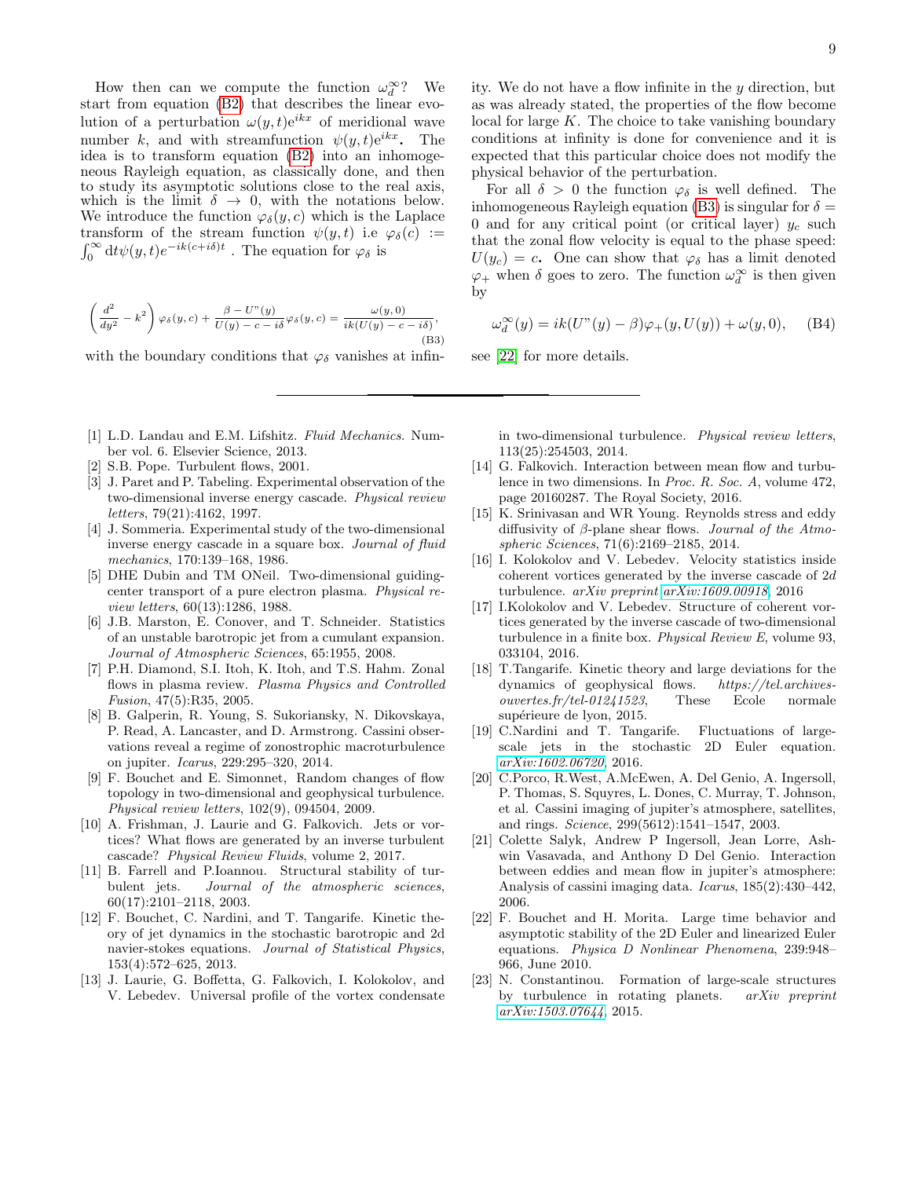How then can we compute the function $\omega_d^\infty$? We start from equation (B2) that describes the linear evolution of a perturbation $\omega(y,t)\mathrm{e}^{ikx}$ of meridional wave number $k$, and with streamfunction $\psi(y,t)\mathrm{e}^{ikx}$. The idea is to transform equation (B2) into an inhomogeneous Rayleigh equation, as classically done, and then to study its asymptotic solutions close to the real axis, which is the limit $\delta \to 0$, with the notations below. We introduce the function $\varphi_\delta(y,c)$ which is the Laplace transform of the stream function $\psi(y,t)$ i.e $\varphi_\delta(c) := \int_0^\infty \mathrm{d}t\psi(y,t)e^{-ik(c+i\delta)t}$ . The equation for $\varphi_\delta$ is

$$\left(\frac{d^2}{dy^2} - k^2\right)\varphi_\delta(y,c) + \frac{\beta - U''(y)}{U(y) - c - i\delta}\varphi_\delta(y,c) = \frac{\omega(y,0)}{ik(U(y) - c - i\delta)}, \tag{B3}$$

with the boundary conditions that $\varphi_\delta$ vanishes at infinity. We do not have a flow infinite in the $y$ direction, but as was already stated, the properties of the flow become local for large $K$. The choice to take vanishing boundary conditions at infinity is done for convenience and it is expected that this particular choice does not modify the physical behavior of the perturbation.

For all $\delta > 0$ the function $\varphi_\delta$ is well defined. The inhomogeneous Rayleigh equation (B3) is singular for $\delta = 0$ and for any critical point (or critical layer) $y_c$ such that the zonal flow velocity is equal to the phase speed: $U(y_c) = c$. One can show that $\varphi_\delta$ has a limit denoted $\varphi_+$ when $\delta$ goes to zero. The function $\omega_d^\infty$ is then given by

$$\omega_d^\infty(y) = ik(U''(y) - \beta)\varphi_+(y, U(y)) + \omega(y,0), \tag{B4}$$

see [22] for more details.

---

[1] L.D. Landau and E.M. Lifshitz. *Fluid Mechanics*. Number vol. 6. Elsevier Science, 2013.

[2] S.B. Pope. Turbulent flows, 2001.

[3] J. Paret and P. Tabeling. Experimental observation of the two-dimensional inverse energy cascade. *Physical review letters*, 79(21):4162, 1997.

[4] J. Sommeria. Experimental study of the two-dimensional inverse energy cascade in a square box. *Journal of fluid mechanics*, 170:139–168, 1986.

[5] DHE Dubin and TM ONeil. Two-dimensional guiding-center transport of a pure electron plasma. *Physical review letters*, 60(13):1286, 1988.

[6] J.B. Marston, E. Conover, and T. Schneider. Statistics of an unstable barotropic jet from a cumulant expansion. *Journal of Atmospheric Sciences*, 65:1955, 2008.

[7] P.H. Diamond, S.I. Itoh, K. Itoh, and T.S. Hahm. Zonal flows in plasma review. *Plasma Physics and Controlled Fusion*, 47(5):R35, 2005.

[8] B. Galperin, R. Young, S. Sukoriansky, N. Dikovskaya, P. Read, A. Lancaster, and D. Armstrong. Cassini observations reveal a regime of zonostrophic macroturbulence on jupiter. *Icarus*, 229:295–320, 2014.

[9] F. Bouchet and E. Simonnet, Random changes of flow topology in two-dimensional and geophysical turbulence. *Physical review letters*, 102(9), 094504, 2009.

[10] A. Frishman, J. Laurie and G. Falkovich. Jets or vortices? What flows are generated by an inverse turbulent cascade? *Physical Review Fluids*, volume 2, 2017.

[11] B. Farrell and P.Ioannou. Structural stability of turbulent jets. *Journal of the atmospheric sciences*, 60(17):2101–2118, 2003.

[12] F. Bouchet, C. Nardini, and T. Tangarife. Kinetic theory of jet dynamics in the stochastic barotropic and 2d navier-stokes equations. *Journal of Statistical Physics*, 153(4):572–625, 2013.

[13] J. Laurie, G. Boffetta, G. Falkovich, I. Kolokolov, and V. Lebedev. Universal profile of the vortex condensate in two-dimensional turbulence. *Physical review letters*, 113(25):254503, 2014.

[14] G. Falkovich. Interaction between mean flow and turbulence in two dimensions. In *Proc. R. Soc. A*, volume 472, page 20160287. The Royal Society, 2016.

[15] K. Srinivasan and WR Young. Reynolds stress and eddy diffusivity of $\beta$-plane shear flows. *Journal of the Atmospheric Sciences*, 71(6):2169–2185, 2014.

[16] I. Kolokolov and V. Lebedev. Velocity statistics inside coherent vortices generated by the inverse cascade of 2*d* turbulence. *arXiv preprint* arXiv:1609.00918, 2016

[17] I.Kolokolov and V. Lebedev. Structure of coherent vortices generated by the inverse cascade of two-dimensional turbulence in a finite box. *Physical Review E*, volume 93, 033104, 2016.

[18] T.Tangarife. Kinetic theory and large deviations for the dynamics of geophysical flows. *https://tel.archives-ouvertes.fr/tel-01241523*, These Ecole normale supérieure de lyon, 2015.

[19] C.Nardini and T. Tangarife. Fluctuations of large-scale jets in the stochastic 2D Euler equation. *arXiv:1602.06720*, 2016.

[20] C.Porco, R.West, A.McEwen, A. Del Genio, A. Ingersoll, P. Thomas, S. Squyres, L. Dones, C. Murray, T. Johnson, et al. Cassini imaging of jupiter's atmosphere, satellites, and rings. *Science*, 299(5612):1541–1547, 2003.

[21] Colette Salyk, Andrew P Ingersoll, Jean Lorre, Ashwin Vasavada, and Anthony D Del Genio. Interaction between eddies and mean flow in jupiter's atmosphere: Analysis of cassini imaging data. *Icarus*, 185(2):430–442, 2006.

[22] F. Bouchet and H. Morita. Large time behavior and asymptotic stability of the 2D Euler and linearized Euler equations. *Physica D Nonlinear Phenomena*, 239:948–966, June 2010.

[23] N. Constantinou. Formation of large-scale structures by turbulence in rotating planets. *arXiv preprint arXiv:1503.07644*, 2015.